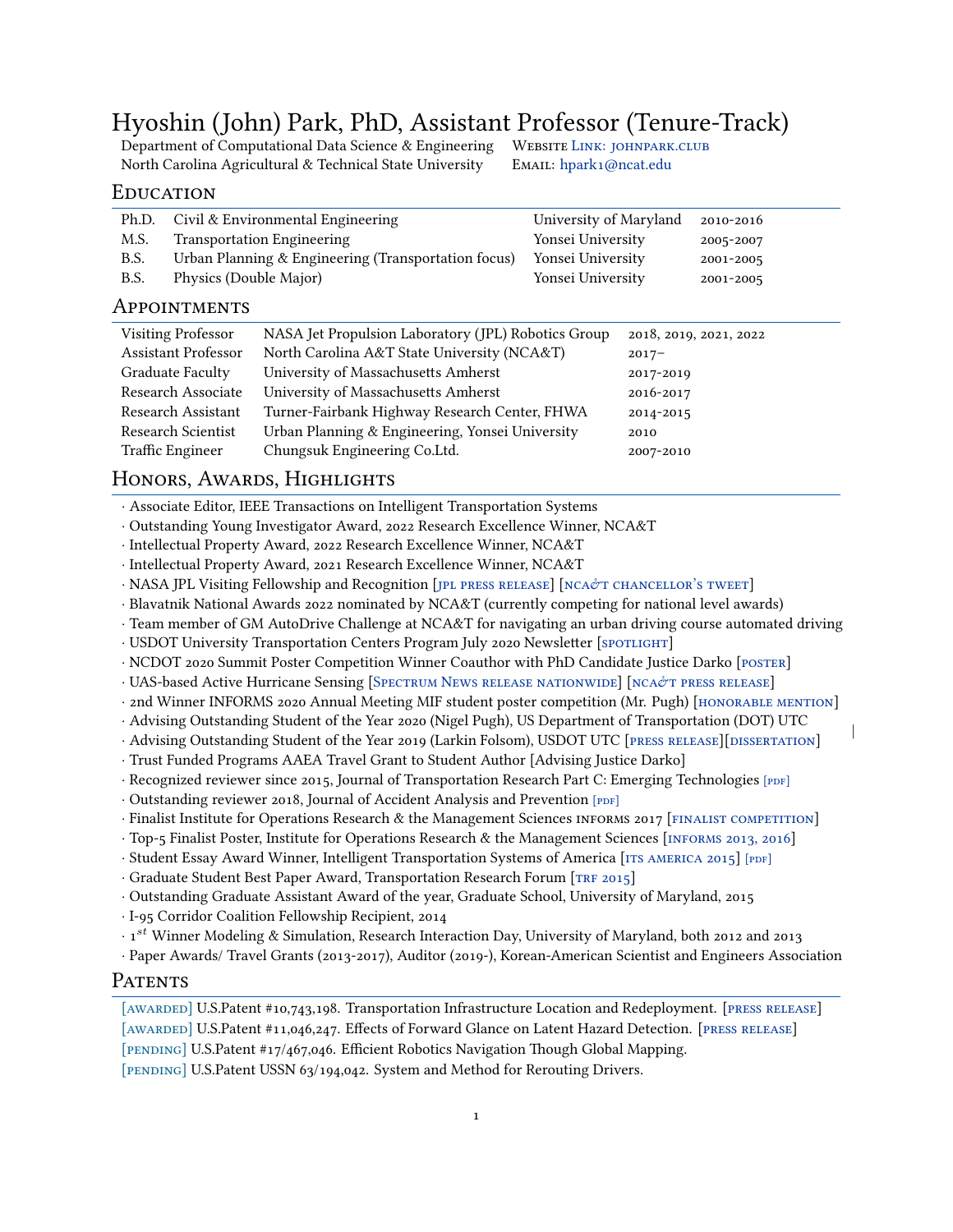# Hyoshin (John) Park, PhD, Assistant Professor (Tenure-Track)

Department of Computational Data Science & Engineering
North Carolina Agricultural & Technical State University

Website Link: johnpark.club
Email: hpark1@ncat.edu

## Education

| | | | |
|---|---|---|---|
| Ph.D. | Civil & Environmental Engineering | University of Maryland | 2010-2016 |
| M.S. | Transportation Engineering | Yonsei University | 2005-2007 |
| B.S. | Urban Planning & Engineering (Transportation focus) | Yonsei University | 2001-2005 |
| B.S. | Physics (Double Major) | Yonsei University | 2001-2005 |

## Appointments

| | | |
|---|---|---|
| Visiting Professor | NASA Jet Propulsion Laboratory (JPL) Robotics Group | 2018, 2019, 2021, 2022 |
| Assistant Professor | North Carolina A&T State University (NCA&T) | 2017– |
| Graduate Faculty | University of Massachusetts Amherst | 2017-2019 |
| Research Associate | University of Massachusetts Amherst | 2016-2017 |
| Research Assistant | Turner-Fairbank Highway Research Center, FHWA | 2014-2015 |
| Research Scientist | Urban Planning & Engineering, Yonsei University | 2010 |
| Traffic Engineer | Chungsuk Engineering Co.Ltd. | 2007-2010 |

## Honors, Awards, Highlights

· Associate Editor, IEEE Transactions on Intelligent Transportation Systems
· Outstanding Young Investigator Award, 2022 Research Excellence Winner, NCA&T
· Intellectual Property Award, 2022 Research Excellence Winner, NCA&T
· Intellectual Property Award, 2021 Research Excellence Winner, NCA&T
· NASA JPL Visiting Fellowship and Recognition [JPL press release] [NCA&T chancellor's tweet]
· Blavatnik National Awards 2022 nominated by NCA&T (currently competing for national level awards)
· Team member of GM AutoDrive Challenge at NCA&T for navigating an urban driving course automated driving
· USDOT University Transportation Centers Program July 2020 Newsletter [spotlight]
· NCDOT 2020 Summit Poster Competition Winner Coauthor with PhD Candidate Justice Darko [poster]
· UAS-based Active Hurricane Sensing [Spectrum News release nationwide] [NCA&T press release]
· 2nd Winner INFORMS 2020 Annual Meeting MIF student poster competition (Mr. Pugh) [honorable mention]
· Advising Outstanding Student of the Year 2020 (Nigel Pugh), US Department of Transportation (DOT) UTC
· Advising Outstanding Student of the Year 2019 (Larkin Folsom), USDOT UTC [press release][dissertation]
· Trust Funded Programs AAEA Travel Grant to Student Author [Advising Justice Darko]
· Recognized reviewer since 2015, Journal of Transportation Research Part C: Emerging Technologies [pdf]
· Outstanding reviewer 2018, Journal of Accident Analysis and Prevention [pdf]
· Finalist Institute for Operations Research & the Management Sciences INFORMS 2017 [finalist competition]
· Top-5 Finalist Poster, Institute for Operations Research & the Management Sciences [INFORMS 2013, 2016]
· Student Essay Award Winner, Intelligent Transportation Systems of America [ITS America 2015] [pdf]
· Graduate Student Best Paper Award, Transportation Research Forum [TRF 2015]
· Outstanding Graduate Assistant Award of the year, Graduate School, University of Maryland, 2015
· I-95 Corridor Coalition Fellowship Recipient, 2014
· $1^{st}$ Winner Modeling & Simulation, Research Interaction Day, University of Maryland, both 2012 and 2013
· Paper Awards/ Travel Grants (2013-2017), Auditor (2019-), Korean-American Scientist and Engineers Association

## Patents

[awarded] U.S.Patent #10,743,198. Transportation Infrastructure Location and Redeployment. [press release]
[awarded] U.S.Patent #11,046,247. Effects of Forward Glance on Latent Hazard Detection. [press release]
[pending] U.S.Patent #17/467,046. Efficient Robotics Navigation Though Global Mapping.
[pending] U.S.Patent USSN 63/194,042. System and Method for Rerouting Drivers.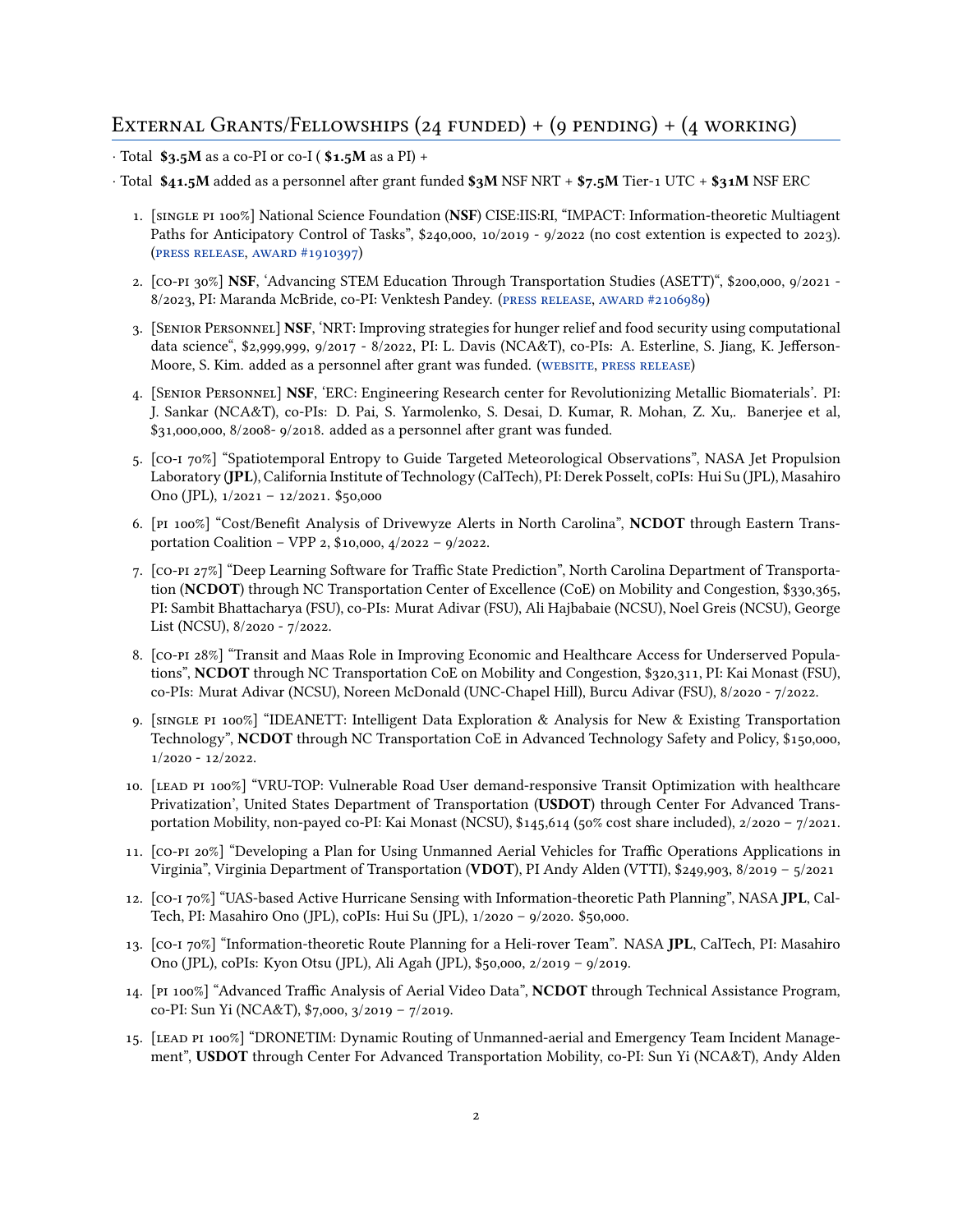## External Grants/Fellowships (24 funded) + (9 pending) + (4 working)

· Total **$3.5M** as a co-PI or co-I ( **$1.5M** as a PI) +

· Total **$41.5M** added as a personnel after grant funded **$3M** NSF NRT + **$7.5M** Tier-1 UTC + **$31M** NSF ERC

1. [single PI 100%] National Science Foundation (**NSF**) CISE:IIS:RI, "IMPACT: Information-theoretic Multiagent Paths for Anticipatory Control of Tasks", $240,000, 10/2019 - 9/2022 (no cost extention is expected to 2023). (press release, award #1910397)
2. [co-PI 30%] **NSF**, 'Advancing STEM Education Through Transportation Studies (ASETT)", $200,000, 9/2021 - 8/2023, PI: Maranda McBride, co-PI: Venktesh Pandey. (press release, award #2106989)
3. [Senior Personnel] **NSF**, 'NRT: Improving strategies for hunger relief and food security using computational data science", $2,999,999, 9/2017 - 8/2022, PI: L. Davis (NCA&T), co-PIs: A. Esterline, S. Jiang, K. Jefferson-Moore, S. Kim. added as a personnel after grant was funded. (website, press release)
4. [Senior Personnel] **NSF**, 'ERC: Engineering Research center for Revolutionizing Metallic Biomaterials'. PI: J. Sankar (NCA&T), co-PIs: D. Pai, S. Yarmolenko, S. Desai, D. Kumar, R. Mohan, Z. Xu,. Banerjee et al, $31,000,000, 8/2008- 9/2018. added as a personnel after grant was funded.
5. [co-I 70%] "Spatiotemporal Entropy to Guide Targeted Meteorological Observations", NASA Jet Propulsion Laboratory (**JPL**), California Institute of Technology (CalTech), PI: Derek Posselt, coPIs: Hui Su (JPL), Masahiro Ono (JPL), 1/2021 – 12/2021. $50,000
6. [PI 100%] "Cost/Benefit Analysis of Drivewyze Alerts in North Carolina", **NCDOT** through Eastern Transportation Coalition – VPP 2, $10,000, 4/2022 – 9/2022.
7. [co-PI 27%] "Deep Learning Software for Traffic State Prediction", North Carolina Department of Transportation (**NCDOT**) through NC Transportation Center of Excellence (CoE) on Mobility and Congestion, $330,365, PI: Sambit Bhattacharya (FSU), co-PIs: Murat Adivar (FSU), Ali Hajbabaie (NCSU), Noel Greis (NCSU), George List (NCSU), 8/2020 - 7/2022.
8. [co-PI 28%] "Transit and Maas Role in Improving Economic and Healthcare Access for Underserved Populations", **NCDOT** through NC Transportation CoE on Mobility and Congestion, $320,311, PI: Kai Monast (FSU), co-PIs: Murat Adivar (NCSU), Noreen McDonald (UNC-Chapel Hill), Burcu Adivar (FSU), 8/2020 - 7/2022.
9. [single PI 100%] "IDEANETT: Intelligent Data Exploration & Analysis for New & Existing Transportation Technology", **NCDOT** through NC Transportation CoE in Advanced Technology Safety and Policy, $150,000, 1/2020 - 12/2022.
10. [lead PI 100%] "VRU-TOP: Vulnerable Road User demand-responsive Transit Optimization with healthcare Privatization', United States Department of Transportation (**USDOT**) through Center For Advanced Transportation Mobility, non-payed co-PI: Kai Monast (NCSU), $145,614 (50% cost share included), 2/2020 – 7/2021.
11. [co-PI 20%] "Developing a Plan for Using Unmanned Aerial Vehicles for Traffic Operations Applications in Virginia", Virginia Department of Transportation (**VDOT**), PI Andy Alden (VTTI), $249,903, 8/2019 – 5/2021
12. [co-I 70%] "UAS-based Active Hurricane Sensing with Information-theoretic Path Planning", NASA **JPL**, CalTech, PI: Masahiro Ono (JPL), coPIs: Hui Su (JPL), 1/2020 – 9/2020. $50,000.
13. [co-I 70%] "Information-theoretic Route Planning for a Heli-rover Team". NASA **JPL**, CalTech, PI: Masahiro Ono (JPL), coPIs: Kyon Otsu (JPL), Ali Agah (JPL), $50,000, 2/2019 – 9/2019.
14. [PI 100%] "Advanced Traffic Analysis of Aerial Video Data", **NCDOT** through Technical Assistance Program, co-PI: Sun Yi (NCA&T), $7,000, 3/2019 – 7/2019.
15. [lead PI 100%] "DRONETIM: Dynamic Routing of Unmanned-aerial and Emergency Team Incident Management", **USDOT** through Center For Advanced Transportation Mobility, co-PI: Sun Yi (NCA&T), Andy Alden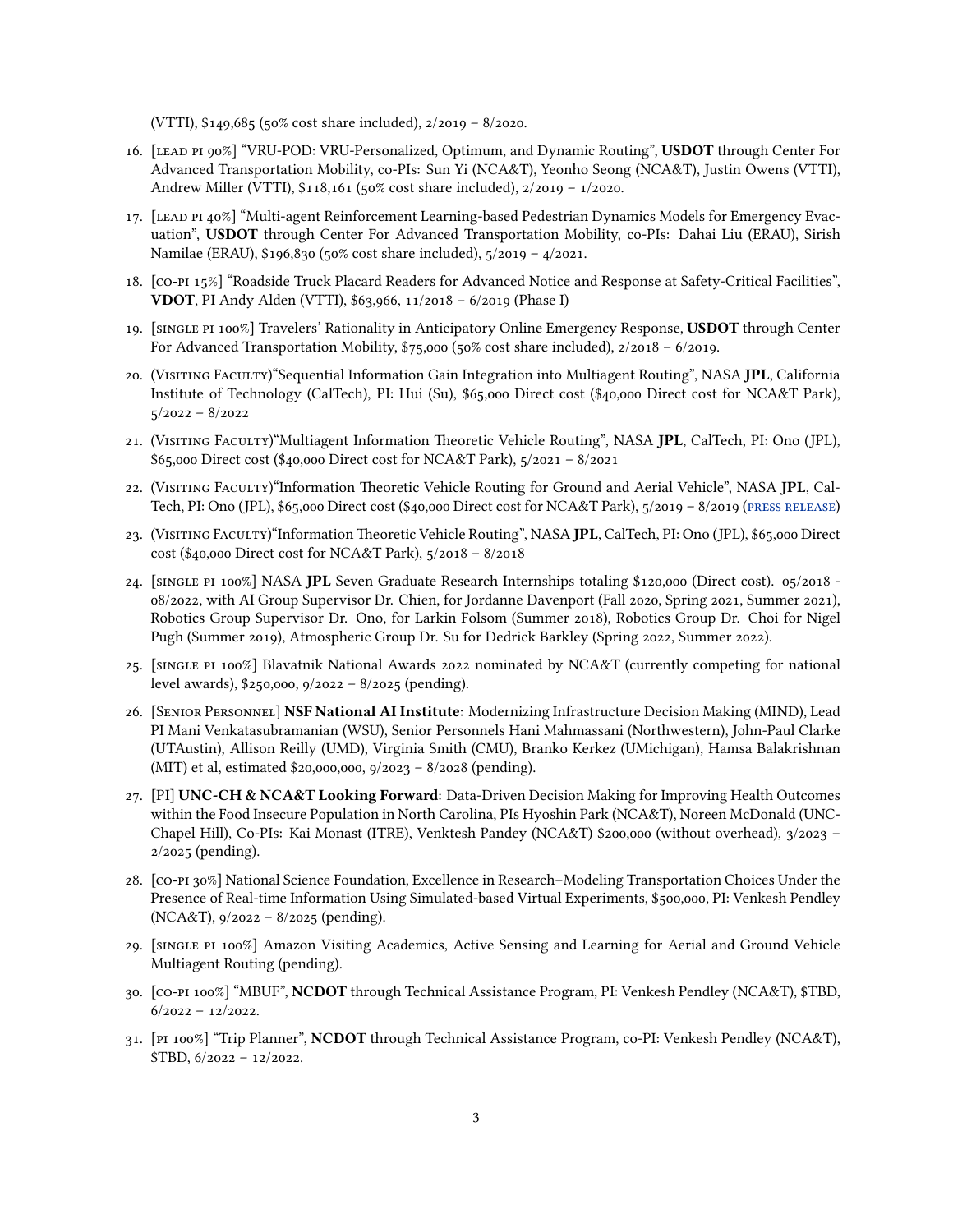(VTTI), $149,685 (50% cost share included), 2/2019 – 8/2020.

16. [LEAD PI 90%] "VRU-POD: VRU-Personalized, Optimum, and Dynamic Routing", **USDOT** through Center For Advanced Transportation Mobility, co-PIs: Sun Yi (NCA&T), Yeonho Seong (NCA&T), Justin Owens (VTTI), Andrew Miller (VTTI), $118,161 (50% cost share included), 2/2019 – 1/2020.
17. [LEAD PI 40%] "Multi-agent Reinforcement Learning-based Pedestrian Dynamics Models for Emergency Evacuation", **USDOT** through Center For Advanced Transportation Mobility, co-PIs: Dahai Liu (ERAU), Sirish Namilae (ERAU), $196,830 (50% cost share included), 5/2019 – 4/2021.
18. [CO-PI 15%] "Roadside Truck Placard Readers for Advanced Notice and Response at Safety-Critical Facilities", **VDOT**, PI Andy Alden (VTTI), $63,966, 11/2018 – 6/2019 (Phase I)
19. [SINGLE PI 100%] Travelers' Rationality in Anticipatory Online Emergency Response, **USDOT** through Center For Advanced Transportation Mobility, $75,000 (50% cost share included), 2/2018 – 6/2019.
20. (VISITING FACULTY)"Sequential Information Gain Integration into Multiagent Routing", NASA **JPL**, California Institute of Technology (CalTech), PI: Hui (Su), $65,000 Direct cost ($40,000 Direct cost for NCA&T Park), 5/2022 – 8/2022
21. (VISITING FACULTY)"Multiagent Information Theoretic Vehicle Routing", NASA **JPL**, CalTech, PI: Ono (JPL), $65,000 Direct cost ($40,000 Direct cost for NCA&T Park), 5/2021 – 8/2021
22. (VISITING FACULTY)"Information Theoretic Vehicle Routing for Ground and Aerial Vehicle", NASA **JPL**, CalTech, PI: Ono (JPL), $65,000 Direct cost ($40,000 Direct cost for NCA&T Park), 5/2019 – 8/2019 (PRESS RELEASE)
23. (VISITING FACULTY)"Information Theoretic Vehicle Routing", NASA **JPL**, CalTech, PI: Ono (JPL), $65,000 Direct cost ($40,000 Direct cost for NCA&T Park), 5/2018 – 8/2018
24. [SINGLE PI 100%] NASA **JPL** Seven Graduate Research Internships totaling $120,000 (Direct cost). 05/2018 - 08/2022, with AI Group Supervisor Dr. Chien, for Jordanne Davenport (Fall 2020, Spring 2021, Summer 2021), Robotics Group Supervisor Dr. Ono, for Larkin Folsom (Summer 2018), Robotics Group Dr. Choi for Nigel Pugh (Summer 2019), Atmospheric Group Dr. Su for Dedrick Barkley (Spring 2022, Summer 2022).
25. [SINGLE PI 100%] Blavatnik National Awards 2022 nominated by NCA&T (currently competing for national level awards), $250,000, 9/2022 – 8/2025 (pending).
26. [SENIOR PERSONNEL] **NSF National AI Institute**: Modernizing Infrastructure Decision Making (MIND), Lead PI Mani Venkatasubramanian (WSU), Senior Personnels Hani Mahmassani (Northwestern), John-Paul Clarke (UTAustin), Allison Reilly (UMD), Virginia Smith (CMU), Branko Kerkez (UMichigan), Hamsa Balakrishnan (MIT) et al, estimated $20,000,000, 9/2023 – 8/2028 (pending).
27. [PI] **UNC-CH & NCA&T Looking Forward**: Data-Driven Decision Making for Improving Health Outcomes within the Food Insecure Population in North Carolina, PIs Hyoshin Park (NCA&T), Noreen McDonald (UNC-Chapel Hill), Co-PIs: Kai Monast (ITRE), Venktesh Pandey (NCA&T) $200,000 (without overhead), 3/2023 – 2/2025 (pending).
28. [CO-PI 30%] National Science Foundation, Excellence in Research–Modeling Transportation Choices Under the Presence of Real-time Information Using Simulated-based Virtual Experiments, $500,000, PI: Venkesh Pendley (NCA&T), 9/2022 – 8/2025 (pending).
29. [SINGLE PI 100%] Amazon Visiting Academics, Active Sensing and Learning for Aerial and Ground Vehicle Multiagent Routing (pending).
30. [CO-PI 100%] "MBUF", **NCDOT** through Technical Assistance Program, PI: Venkesh Pendley (NCA&T), $TBD, 6/2022 – 12/2022.
31. [PI 100%] "Trip Planner", **NCDOT** through Technical Assistance Program, co-PI: Venkesh Pendley (NCA&T), $TBD, 6/2022 – 12/2022.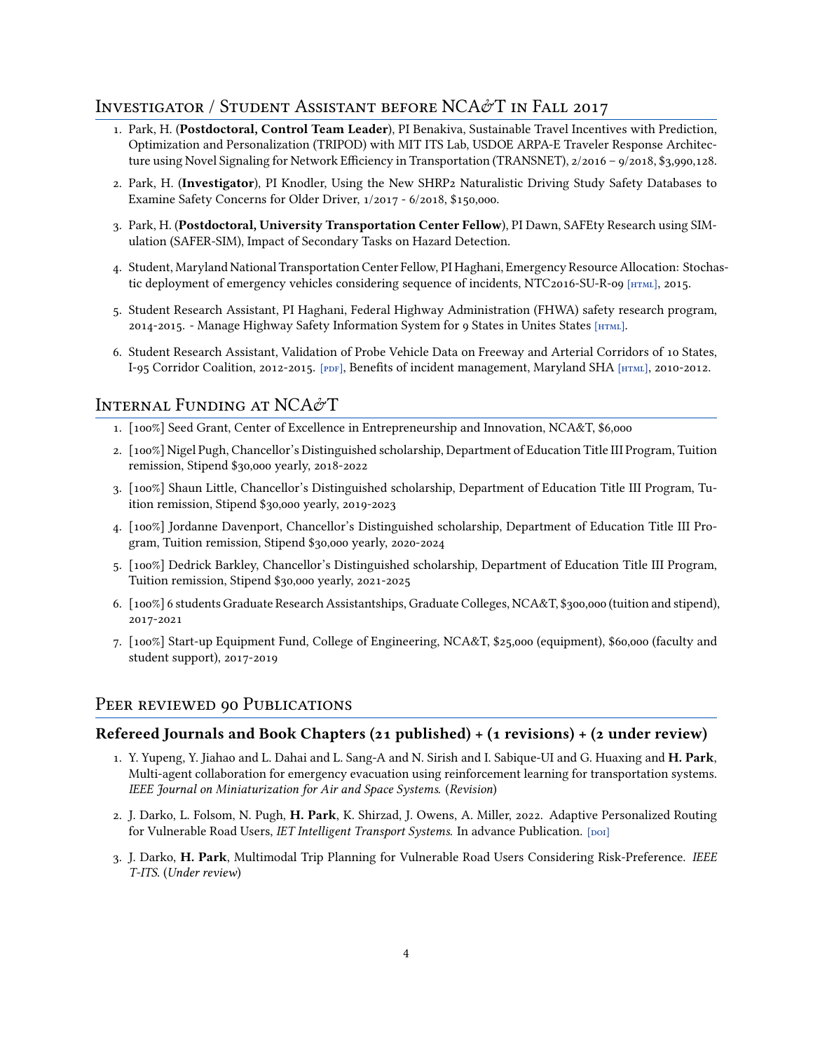## Investigator / Student Assistant before NCA&T in Fall 2017

1. Park, H. (**Postdoctoral, Control Team Leader**), PI Benakiva, Sustainable Travel Incentives with Prediction, Optimization and Personalization (TRIPOD) with MIT ITS Lab, USDOE ARPA-E Traveler Response Architecture using Novel Signaling for Network Efficiency in Transportation (TRANSNET), 2/2016 – 9/2018, $3,990,128.
2. Park, H. (**Investigator**), PI Knodler, Using the New SHRP2 Naturalistic Driving Study Safety Databases to Examine Safety Concerns for Older Driver, 1/2017 - 6/2018, $150,000.
3. Park, H. (**Postdoctoral, University Transportation Center Fellow**), PI Dawn, SAFEty Research using SIMulation (SAFER-SIM), Impact of Secondary Tasks on Hazard Detection.
4. Student, Maryland National Transportation Center Fellow, PI Haghani, Emergency Resource Allocation: Stochastic deployment of emergency vehicles considering sequence of incidents, NTC2016-SU-R-09 [HTML], 2015.
5. Student Research Assistant, PI Haghani, Federal Highway Administration (FHWA) safety research program, 2014-2015. - Manage Highway Safety Information System for 9 States in Unites States [HTML].
6. Student Research Assistant, Validation of Probe Vehicle Data on Freeway and Arterial Corridors of 10 States, I-95 Corridor Coalition, 2012-2015. [PDF], Benefits of incident management, Maryland SHA [HTML], 2010-2012.

## Internal Funding at NCA&T

1. [100%] Seed Grant, Center of Excellence in Entrepreneurship and Innovation, NCA&T, $6,000
2. [100%] Nigel Pugh, Chancellor's Distinguished scholarship, Department of Education Title III Program, Tuition remission, Stipend $30,000 yearly, 2018-2022
3. [100%] Shaun Little, Chancellor's Distinguished scholarship, Department of Education Title III Program, Tuition remission, Stipend $30,000 yearly, 2019-2023
4. [100%] Jordanne Davenport, Chancellor's Distinguished scholarship, Department of Education Title III Program, Tuition remission, Stipend $30,000 yearly, 2020-2024
5. [100%] Dedrick Barkley, Chancellor's Distinguished scholarship, Department of Education Title III Program, Tuition remission, Stipend $30,000 yearly, 2021-2025
6. [100%] 6 students Graduate Research Assistantships, Graduate Colleges, NCA&T, $300,000 (tuition and stipend), 2017-2021
7. [100%] Start-up Equipment Fund, College of Engineering, NCA&T, $25,000 (equipment), $60,000 (faculty and student support), 2017-2019

## Peer reviewed 90 Publications

### Refereed Journals and Book Chapters (21 published) + (1 revisions) + (2 under review)

1. Y. Yupeng, Y. Jiahao and L. Dahai and L. Sang-A and N. Sirish and I. Sabique-UI and G. Huaxing and **H. Park**, Multi-agent collaboration for emergency evacuation using reinforcement learning for transportation systems. *IEEE Journal on Miniaturization for Air and Space Systems.* (*Revision*)
2. J. Darko, L. Folsom, N. Pugh, **H. Park**, K. Shirzad, J. Owens, A. Miller, 2022. Adaptive Personalized Routing for Vulnerable Road Users, *IET Intelligent Transport Systems.* In advance Publication. [DOI]
3. J. Darko, **H. Park**, Multimodal Trip Planning for Vulnerable Road Users Considering Risk-Preference. *IEEE T-ITS.* (*Under review*)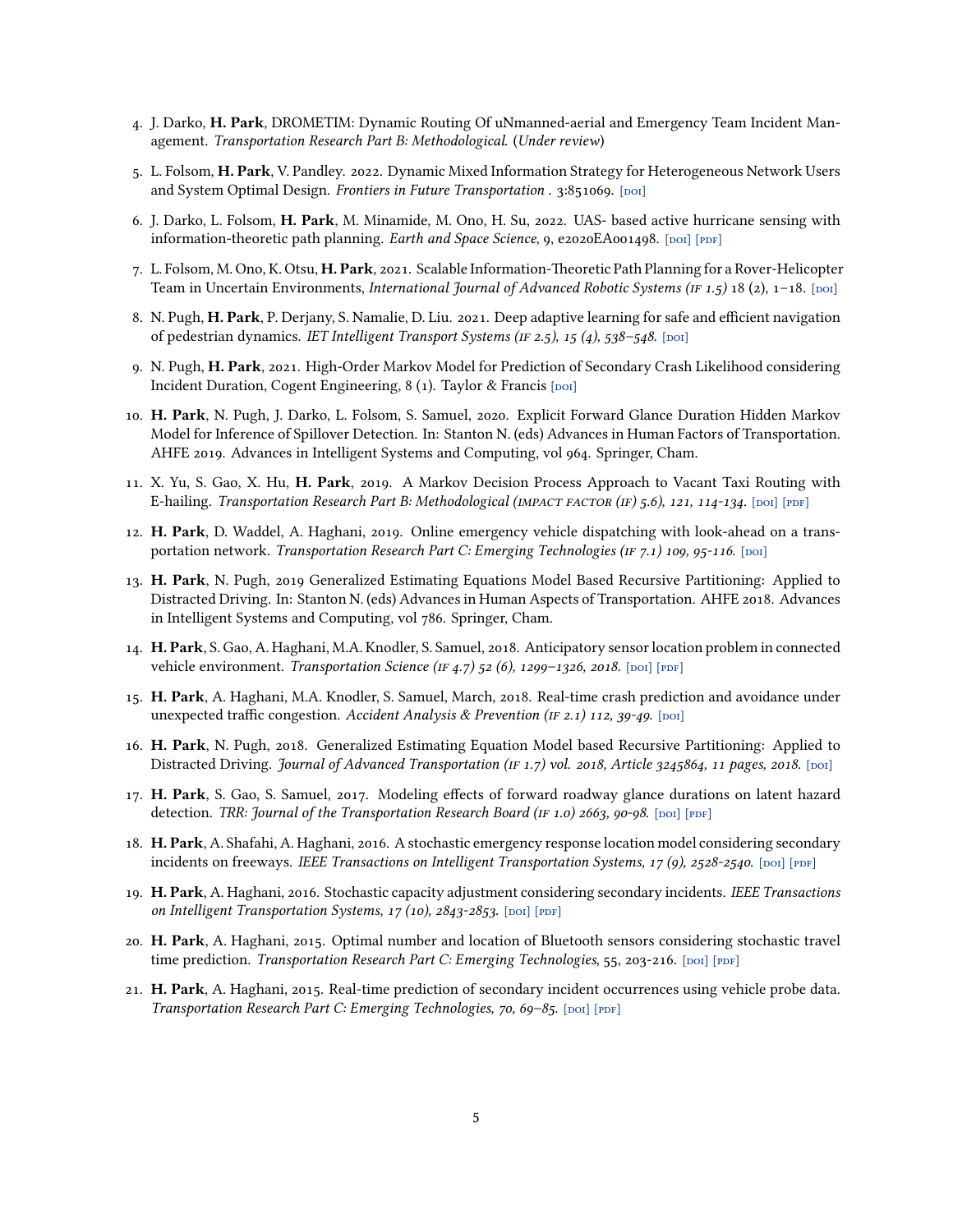4. J. Darko, **H. Park**, DROMETIM: Dynamic Routing Of uNmanned-aerial and Emergency Team Incident Management. *Transportation Research Part B: Methodological.* (*Under review*)

5. L. Folsom, **H. Park**, V. Pandley. 2022. Dynamic Mixed Information Strategy for Heterogeneous Network Users and System Optimal Design. *Frontiers in Future Transportation* . 3:851069. [DOI]

6. J. Darko, L. Folsom, **H. Park**, M. Minamide, M. Ono, H. Su, 2022. UAS- based active hurricane sensing with information-theoretic path planning. *Earth and Space Science*, 9, e2020EA001498. [DOI] [PDF]

7. L. Folsom, M. Ono, K. Otsu, **H. Park**, 2021. Scalable Information-Theoretic Path Planning for a Rover-Helicopter Team in Uncertain Environments, *International Journal of Advanced Robotic Systems (IF 1.5)* 18 (2), 1–18. [DOI]

8. N. Pugh, **H. Park**, P. Derjany, S. Namalie, D. Liu. 2021. Deep adaptive learning for safe and efficient navigation of pedestrian dynamics. *IET Intelligent Transport Systems (IF 2.5), 15 (4), 538–548.* [DOI]

9. N. Pugh, **H. Park**, 2021. High-Order Markov Model for Prediction of Secondary Crash Likelihood considering Incident Duration, Cogent Engineering, 8 (1). Taylor & Francis [DOI]

10. **H. Park**, N. Pugh, J. Darko, L. Folsom, S. Samuel, 2020. Explicit Forward Glance Duration Hidden Markov Model for Inference of Spillover Detection. In: Stanton N. (eds) Advances in Human Factors of Transportation. AHFE 2019. Advances in Intelligent Systems and Computing, vol 964. Springer, Cham.

11. X. Yu, S. Gao, X. Hu, **H. Park**, 2019. A Markov Decision Process Approach to Vacant Taxi Routing with E-hailing. *Transportation Research Part B: Methodological (IMPACT FACTOR (IF) 5.6), 121, 114-134.* [DOI] [PDF]

12. **H. Park**, D. Waddel, A. Haghani, 2019. Online emergency vehicle dispatching with look-ahead on a transportation network. *Transportation Research Part C: Emerging Technologies (IF 7.1) 109, 95-116.* [DOI]

13. **H. Park**, N. Pugh, 2019 Generalized Estimating Equations Model Based Recursive Partitioning: Applied to Distracted Driving. In: Stanton N. (eds) Advances in Human Aspects of Transportation. AHFE 2018. Advances in Intelligent Systems and Computing, vol 786. Springer, Cham.

14. **H. Park**, S. Gao, A. Haghani, M.A. Knodler, S. Samuel, 2018. Anticipatory sensor location problem in connected vehicle environment. *Transportation Science (IF 4.7) 52 (6), 1299–1326, 2018.* [DOI] [PDF]

15. **H. Park**, A. Haghani, M.A. Knodler, S. Samuel, March, 2018. Real-time crash prediction and avoidance under unexpected traffic congestion. *Accident Analysis & Prevention (IF 2.1) 112, 39-49.* [DOI]

16. **H. Park**, N. Pugh, 2018. Generalized Estimating Equation Model based Recursive Partitioning: Applied to Distracted Driving. *Journal of Advanced Transportation (IF 1.7) vol. 2018, Article 3245864, 11 pages, 2018.* [DOI]

17. **H. Park**, S. Gao, S. Samuel, 2017. Modeling effects of forward roadway glance durations on latent hazard detection. *TRR: Journal of the Transportation Research Board (IF 1.0) 2663, 90-98.* [DOI] [PDF]

18. **H. Park**, A. Shafahi, A. Haghani, 2016. A stochastic emergency response location model considering secondary incidents on freeways. *IEEE Transactions on Intelligent Transportation Systems, 17 (9), 2528-2540.* [DOI] [PDF]

19. **H. Park**, A. Haghani, 2016. Stochastic capacity adjustment considering secondary incidents. *IEEE Transactions on Intelligent Transportation Systems, 17 (10), 2843-2853.* [DOI] [PDF]

20. **H. Park**, A. Haghani, 2015. Optimal number and location of Bluetooth sensors considering stochastic travel time prediction. *Transportation Research Part C: Emerging Technologies*, 55, 203-216. [DOI] [PDF]

21. **H. Park**, A. Haghani, 2015. Real-time prediction of secondary incident occurrences using vehicle probe data. *Transportation Research Part C: Emerging Technologies, 70, 69–85.* [DOI] [PDF]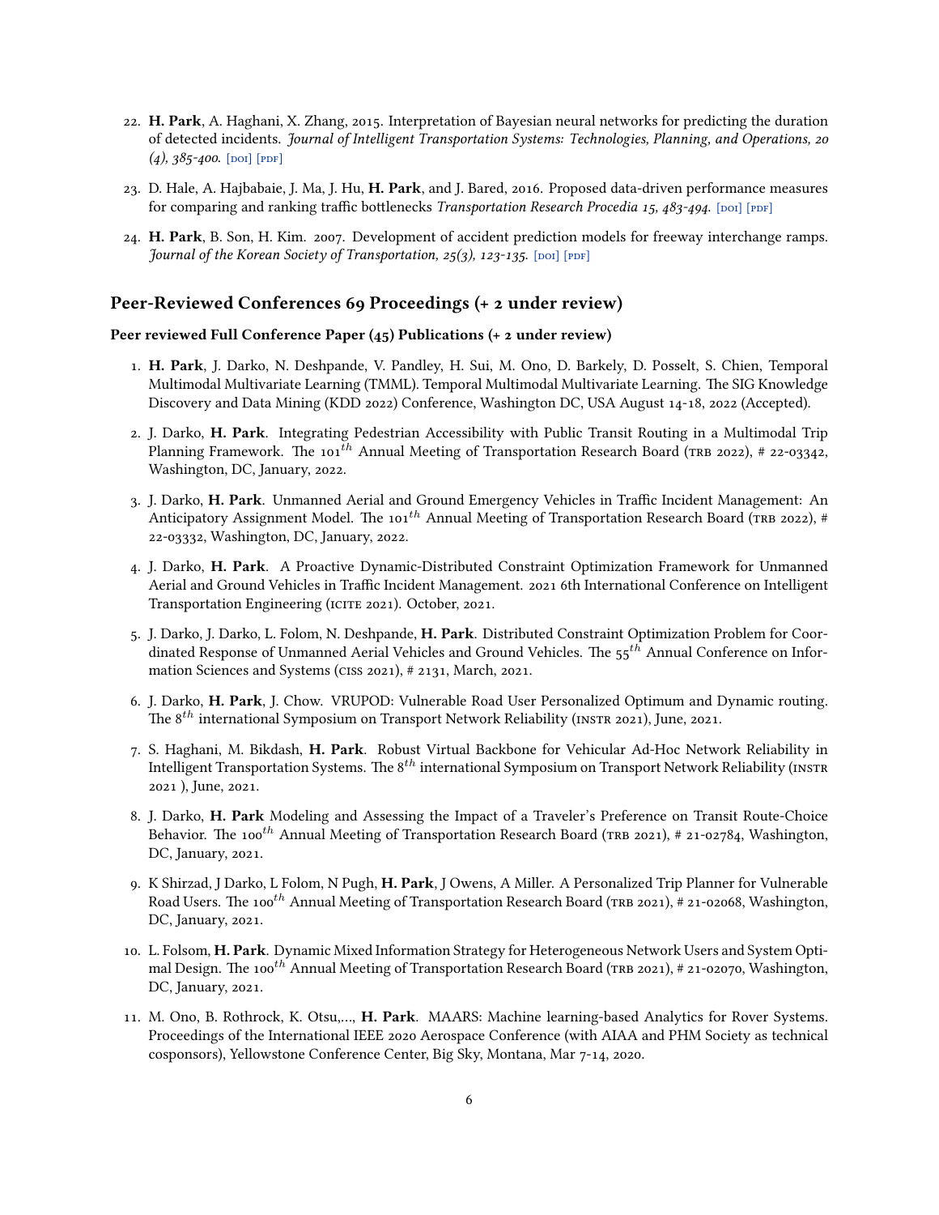22. **H. Park**, A. Haghani, X. Zhang, 2015. Interpretation of Bayesian neural networks for predicting the duration of detected incidents. *Journal of Intelligent Transportation Systems: Technologies, Planning, and Operations, 20 (4), 385-400.* [DOI] [PDF]

23. D. Hale, A. Hajbabaie, J. Ma, J. Hu, **H. Park**, and J. Bared, 2016. Proposed data-driven performance measures for comparing and ranking traffic bottlenecks *Transportation Research Procedia 15, 483-494.* [DOI] [PDF]

24. **H. Park**, B. Son, H. Kim. 2007. Development of accident prediction models for freeway interchange ramps. *Journal of the Korean Society of Transportation, 25(3), 123-135.* [DOI] [PDF]

## Peer-Reviewed Conferences 69 Proceedings (+ 2 under review)

### Peer reviewed Full Conference Paper (45) Publications (+ 2 under review)

1. **H. Park**, J. Darko, N. Deshpande, V. Pandley, H. Sui, M. Ono, D. Barkely, D. Posselt, S. Chien, Temporal Multimodal Multivariate Learning (TMML). Temporal Multimodal Multivariate Learning. The SIG Knowledge Discovery and Data Mining (KDD 2022) Conference, Washington DC, USA August 14-18, 2022 (Accepted).

2. J. Darko, **H. Park**. Integrating Pedestrian Accessibility with Public Transit Routing in a Multimodal Trip Planning Framework. The $101^{th}$ Annual Meeting of Transportation Research Board (TRB 2022), # 22-03342, Washington, DC, January, 2022.

3. J. Darko, **H. Park**. Unmanned Aerial and Ground Emergency Vehicles in Traffic Incident Management: An Anticipatory Assignment Model. The $101^{th}$ Annual Meeting of Transportation Research Board (TRB 2022), # 22-03332, Washington, DC, January, 2022.

4. J. Darko, **H. Park**. A Proactive Dynamic-Distributed Constraint Optimization Framework for Unmanned Aerial and Ground Vehicles in Traffic Incident Management. 2021 6th International Conference on Intelligent Transportation Engineering (ICITE 2021). October, 2021.

5. J. Darko, J. Darko, L. Folom, N. Deshpande, **H. Park**. Distributed Constraint Optimization Problem for Coordinated Response of Unmanned Aerial Vehicles and Ground Vehicles. The $55^{th}$ Annual Conference on Information Sciences and Systems (CISS 2021), # 2131, March, 2021.

6. J. Darko, **H. Park**, J. Chow. VRUPOD: Vulnerable Road User Personalized Optimum and Dynamic routing. The $8^{th}$ international Symposium on Transport Network Reliability (INSTR 2021), June, 2021.

7. S. Haghani, M. Bikdash, **H. Park**. Robust Virtual Backbone for Vehicular Ad-Hoc Network Reliability in Intelligent Transportation Systems. The $8^{th}$ international Symposium on Transport Network Reliability (INSTR 2021 ), June, 2021.

8. J. Darko, **H. Park** Modeling and Assessing the Impact of a Traveler's Preference on Transit Route-Choice Behavior. The $100^{th}$ Annual Meeting of Transportation Research Board (TRB 2021), # 21-02784, Washington, DC, January, 2021.

9. K Shirzad, J Darko, L Folom, N Pugh, **H. Park**, J Owens, A Miller. A Personalized Trip Planner for Vulnerable Road Users. The $100^{th}$ Annual Meeting of Transportation Research Board (TRB 2021), # 21-02068, Washington, DC, January, 2021.

10. L. Folsom, **H. Park**. Dynamic Mixed Information Strategy for Heterogeneous Network Users and System Optimal Design. The $100^{th}$ Annual Meeting of Transportation Research Board (TRB 2021), # 21-02070, Washington, DC, January, 2021.

11. M. Ono, B. Rothrock, K. Otsu,..., **H. Park**. MAARS: Machine learning-based Analytics for Rover Systems. Proceedings of the International IEEE 2020 Aerospace Conference (with AIAA and PHM Society as technical cosponsors), Yellowstone Conference Center, Big Sky, Montana, Mar 7-14, 2020.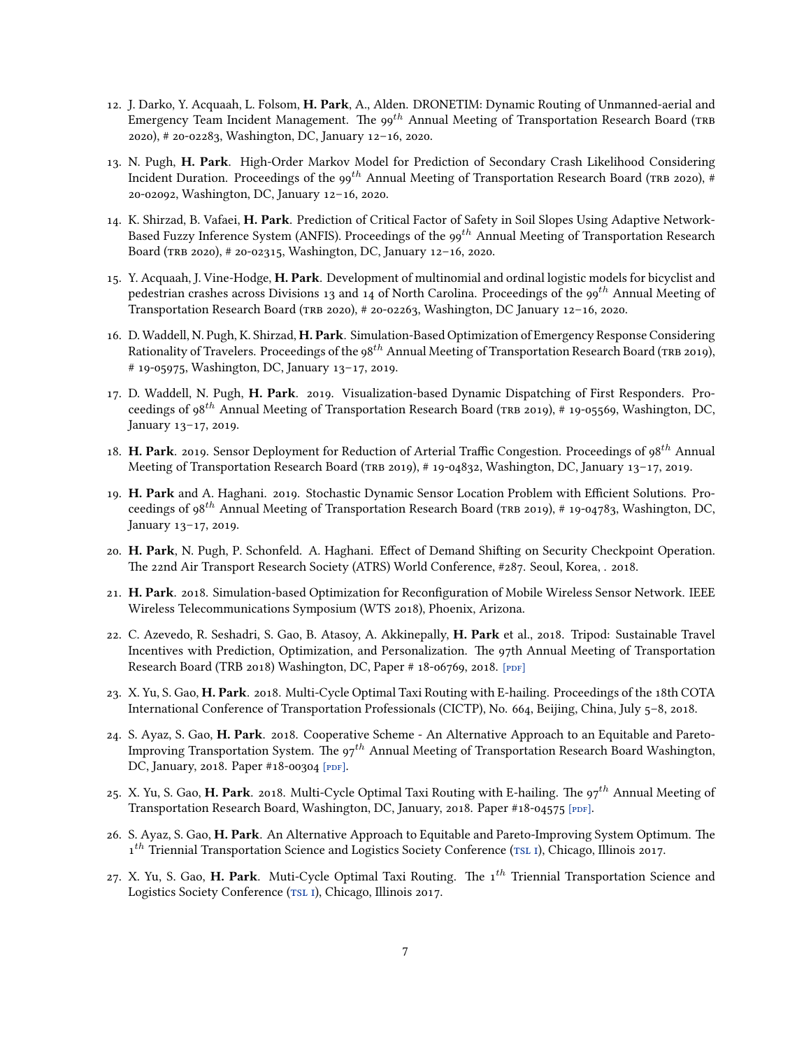12. J. Darko, Y. Acquaah, L. Folsom, **H. Park**, A., Alden. DRONETIM: Dynamic Routing of Unmanned-aerial and Emergency Team Incident Management. The $99^{th}$ Annual Meeting of Transportation Research Board (TRB 2020), # 20-02283, Washington, DC, January 12–16, 2020.

13. N. Pugh, **H. Park**. High-Order Markov Model for Prediction of Secondary Crash Likelihood Considering Incident Duration. Proceedings of the $99^{th}$ Annual Meeting of Transportation Research Board (TRB 2020), # 20-02092, Washington, DC, January 12–16, 2020.

14. K. Shirzad, B. Vafaei, **H. Park**. Prediction of Critical Factor of Safety in Soil Slopes Using Adaptive Network-Based Fuzzy Inference System (ANFIS). Proceedings of the $99^{th}$ Annual Meeting of Transportation Research Board (TRB 2020), # 20-02315, Washington, DC, January 12–16, 2020.

15. Y. Acquaah, J. Vine-Hodge, **H. Park**. Development of multinomial and ordinal logistic models for bicyclist and pedestrian crashes across Divisions 13 and 14 of North Carolina. Proceedings of the $99^{th}$ Annual Meeting of Transportation Research Board (TRB 2020), # 20-02263, Washington, DC January 12–16, 2020.

16. D. Waddell, N. Pugh, K. Shirzad, **H. Park**. Simulation-Based Optimization of Emergency Response Considering Rationality of Travelers. Proceedings of the $98^{th}$ Annual Meeting of Transportation Research Board (TRB 2019), # 19-05975, Washington, DC, January 13–17, 2019.

17. D. Waddell, N. Pugh, **H. Park**. 2019. Visualization-based Dynamic Dispatching of First Responders. Proceedings of $98^{th}$ Annual Meeting of Transportation Research Board (TRB 2019), # 19-05569, Washington, DC, January 13–17, 2019.

18. **H. Park**. 2019. Sensor Deployment for Reduction of Arterial Traffic Congestion. Proceedings of $98^{th}$ Annual Meeting of Transportation Research Board (TRB 2019), # 19-04832, Washington, DC, January 13–17, 2019.

19. **H. Park** and A. Haghani. 2019. Stochastic Dynamic Sensor Location Problem with Efficient Solutions. Proceedings of $98^{th}$ Annual Meeting of Transportation Research Board (TRB 2019), # 19-04783, Washington, DC, January 13–17, 2019.

20. **H. Park**, N. Pugh, P. Schonfeld. A. Haghani. Effect of Demand Shifting on Security Checkpoint Operation. The 22nd Air Transport Research Society (ATRS) World Conference, #287. Seoul, Korea, . 2018.

21. **H. Park**. 2018. Simulation-based Optimization for Reconfiguration of Mobile Wireless Sensor Network. IEEE Wireless Telecommunications Symposium (WTS 2018), Phoenix, Arizona.

22. C. Azevedo, R. Seshadri, S. Gao, B. Atasoy, A. Akkinepally, **H. Park** et al., 2018. Tripod: Sustainable Travel Incentives with Prediction, Optimization, and Personalization. The 97th Annual Meeting of Transportation Research Board (TRB 2018) Washington, DC, Paper # 18-06769, 2018. [PDF]

23. X. Yu, S. Gao, **H. Park**. 2018. Multi-Cycle Optimal Taxi Routing with E-hailing. Proceedings of the 18th COTA International Conference of Transportation Professionals (CICTP), No. 664, Beijing, China, July 5–8, 2018.

24. S. Ayaz, S. Gao, **H. Park**. 2018. Cooperative Scheme - An Alternative Approach to an Equitable and Pareto-Improving Transportation System. The $97^{th}$ Annual Meeting of Transportation Research Board Washington, DC, January, 2018. Paper #18-00304 [PDF].

25. X. Yu, S. Gao, **H. Park**. 2018. Multi-Cycle Optimal Taxi Routing with E-hailing. The $97^{th}$ Annual Meeting of Transportation Research Board, Washington, DC, January, 2018. Paper #18-04575 [PDF].

26. S. Ayaz, S. Gao, **H. Park**. An Alternative Approach to Equitable and Pareto-Improving System Optimum. The $1^{th}$ Triennial Transportation Science and Logistics Society Conference (TSL I), Chicago, Illinois 2017.

27. X. Yu, S. Gao, **H. Park**. Muti-Cycle Optimal Taxi Routing. The $1^{th}$ Triennial Transportation Science and Logistics Society Conference (TSL I), Chicago, Illinois 2017.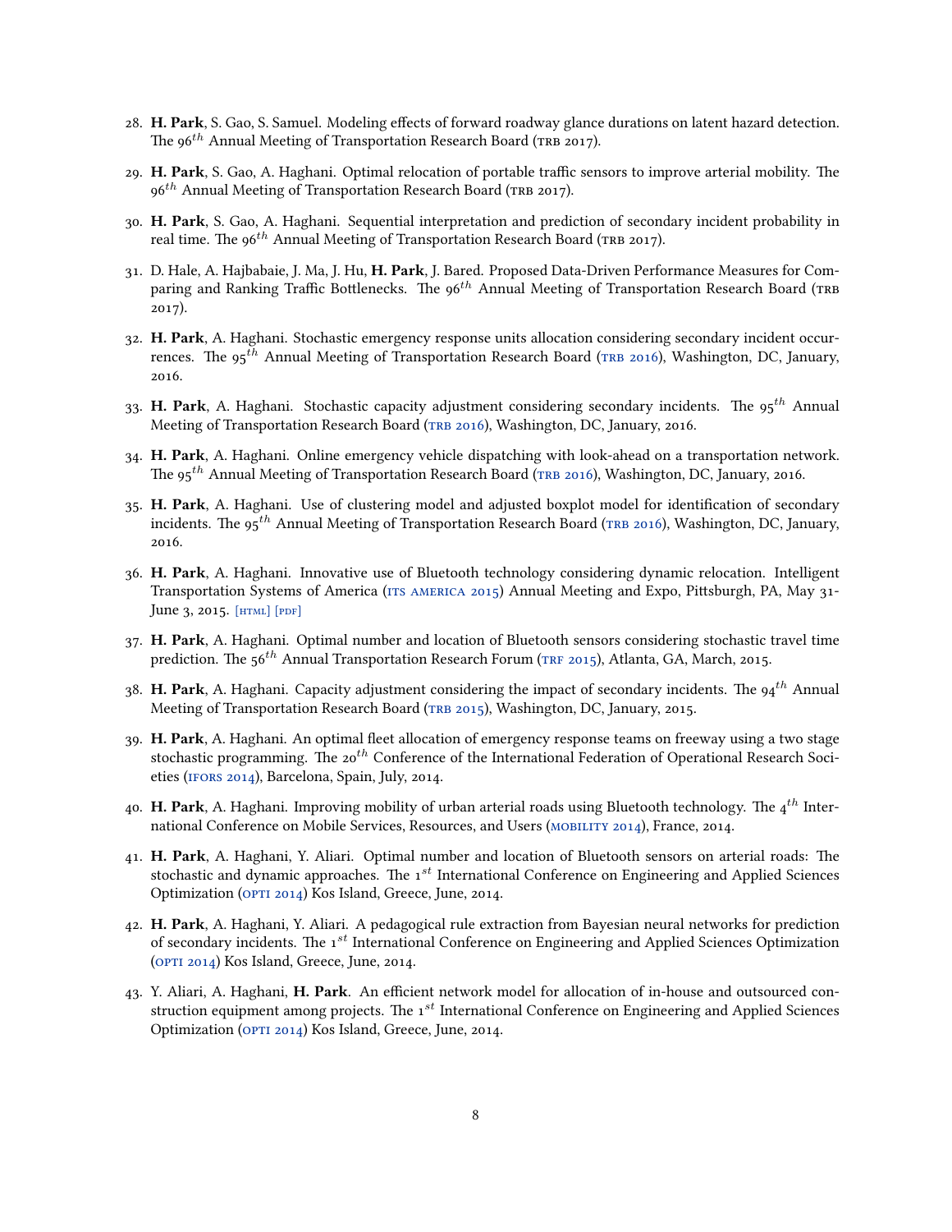28. **H. Park**, S. Gao, S. Samuel. Modeling effects of forward roadway glance durations on latent hazard detection. The 96$^{th}$ Annual Meeting of Transportation Research Board (TRB 2017).

29. **H. Park**, S. Gao, A. Haghani. Optimal relocation of portable traffic sensors to improve arterial mobility. The 96$^{th}$ Annual Meeting of Transportation Research Board (TRB 2017).

30. **H. Park**, S. Gao, A. Haghani. Sequential interpretation and prediction of secondary incident probability in real time. The 96$^{th}$ Annual Meeting of Transportation Research Board (TRB 2017).

31. D. Hale, A. Hajbabaie, J. Ma, J. Hu, **H. Park**, J. Bared. Proposed Data-Driven Performance Measures for Comparing and Ranking Traffic Bottlenecks. The 96$^{th}$ Annual Meeting of Transportation Research Board (TRB 2017).

32. **H. Park**, A. Haghani. Stochastic emergency response units allocation considering secondary incident occurrences. The 95$^{th}$ Annual Meeting of Transportation Research Board (TRB 2016), Washington, DC, January, 2016.

33. **H. Park**, A. Haghani. Stochastic capacity adjustment considering secondary incidents. The 95$^{th}$ Annual Meeting of Transportation Research Board (TRB 2016), Washington, DC, January, 2016.

34. **H. Park**, A. Haghani. Online emergency vehicle dispatching with look-ahead on a transportation network. The 95$^{th}$ Annual Meeting of Transportation Research Board (TRB 2016), Washington, DC, January, 2016.

35. **H. Park**, A. Haghani. Use of clustering model and adjusted boxplot model for identification of secondary incidents. The 95$^{th}$ Annual Meeting of Transportation Research Board (TRB 2016), Washington, DC, January, 2016.

36. **H. Park**, A. Haghani. Innovative use of Bluetooth technology considering dynamic relocation. Intelligent Transportation Systems of America (ITS AMERICA 2015) Annual Meeting and Expo, Pittsburgh, PA, May 31-June 3, 2015. [HTML] [PDF]

37. **H. Park**, A. Haghani. Optimal number and location of Bluetooth sensors considering stochastic travel time prediction. The 56$^{th}$ Annual Transportation Research Forum (TRF 2015), Atlanta, GA, March, 2015.

38. **H. Park**, A. Haghani. Capacity adjustment considering the impact of secondary incidents. The 94$^{th}$ Annual Meeting of Transportation Research Board (TRB 2015), Washington, DC, January, 2015.

39. **H. Park**, A. Haghani. An optimal fleet allocation of emergency response teams on freeway using a two stage stochastic programming. The 20$^{th}$ Conference of the International Federation of Operational Research Societies (IFORS 2014), Barcelona, Spain, July, 2014.

40. **H. Park**, A. Haghani. Improving mobility of urban arterial roads using Bluetooth technology. The 4$^{th}$ International Conference on Mobile Services, Resources, and Users (MOBILITY 2014), France, 2014.

41. **H. Park**, A. Haghani, Y. Aliari. Optimal number and location of Bluetooth sensors on arterial roads: The stochastic and dynamic approaches. The 1$^{st}$ International Conference on Engineering and Applied Sciences Optimization (OPTI 2014) Kos Island, Greece, June, 2014.

42. **H. Park**, A. Haghani, Y. Aliari. A pedagogical rule extraction from Bayesian neural networks for prediction of secondary incidents. The 1$^{st}$ International Conference on Engineering and Applied Sciences Optimization (OPTI 2014) Kos Island, Greece, June, 2014.

43. Y. Aliari, A. Haghani, **H. Park**. An efficient network model for allocation of in-house and outsourced construction equipment among projects. The 1$^{st}$ International Conference on Engineering and Applied Sciences Optimization (OPTI 2014) Kos Island, Greece, June, 2014.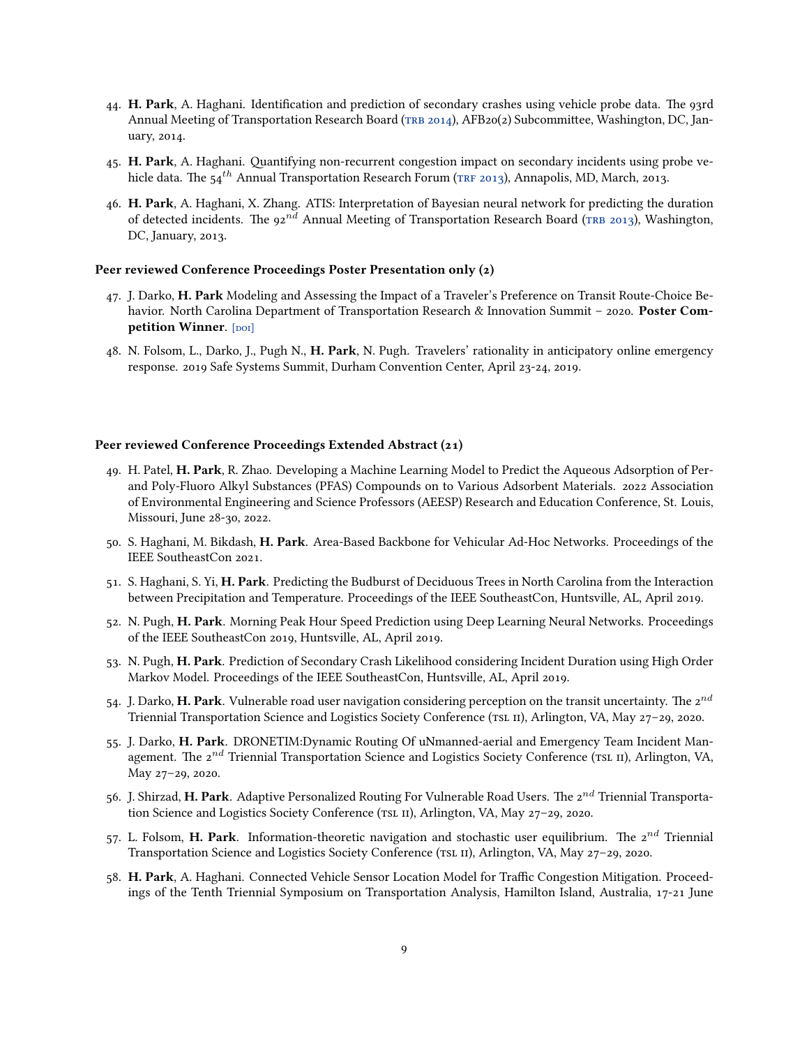44. **H. Park**, A. Haghani. Identification and prediction of secondary crashes using vehicle probe data. The 93rd Annual Meeting of Transportation Research Board (TRB 2014), AFB20(2) Subcommittee, Washington, DC, January, 2014.

45. **H. Park**, A. Haghani. Quantifying non-recurrent congestion impact on secondary incidents using probe vehicle data. The $54^{th}$ Annual Transportation Research Forum (TRF 2013), Annapolis, MD, March, 2013.

46. **H. Park**, A. Haghani, X. Zhang. ATIS: Interpretation of Bayesian neural network for predicting the duration of detected incidents. The $92^{nd}$ Annual Meeting of Transportation Research Board (TRB 2013), Washington, DC, January, 2013.

**Peer reviewed Conference Proceedings Poster Presentation only (2)**

47. J. Darko, **H. Park** Modeling and Assessing the Impact of a Traveler's Preference on Transit Route-Choice Behavior. North Carolina Department of Transportation Research & Innovation Summit – 2020. **Poster Competition Winner**. [DOI]

48. N. Folsom, L., Darko, J., Pugh N., **H. Park**, N. Pugh. Travelers' rationality in anticipatory online emergency response. 2019 Safe Systems Summit, Durham Convention Center, April 23-24, 2019.

**Peer reviewed Conference Proceedings Extended Abstract (21)**

49. H. Patel, **H. Park**, R. Zhao. Developing a Machine Learning Model to Predict the Aqueous Adsorption of Per- and Poly-Fluoro Alkyl Substances (PFAS) Compounds on to Various Adsorbent Materials. 2022 Association of Environmental Engineering and Science Professors (AEESP) Research and Education Conference, St. Louis, Missouri, June 28-30, 2022.

50. S. Haghani, M. Bikdash, **H. Park**. Area-Based Backbone for Vehicular Ad-Hoc Networks. Proceedings of the IEEE SoutheastCon 2021.

51. S. Haghani, S. Yi, **H. Park**. Predicting the Budburst of Deciduous Trees in North Carolina from the Interaction between Precipitation and Temperature. Proceedings of the IEEE SoutheastCon, Huntsville, AL, April 2019.

52. N. Pugh, **H. Park**. Morning Peak Hour Speed Prediction using Deep Learning Neural Networks. Proceedings of the IEEE SoutheastCon 2019, Huntsville, AL, April 2019.

53. N. Pugh, **H. Park**. Prediction of Secondary Crash Likelihood considering Incident Duration using High Order Markov Model. Proceedings of the IEEE SoutheastCon, Huntsville, AL, April 2019.

54. J. Darko, **H. Park**. Vulnerable road user navigation considering perception on the transit uncertainty. The $2^{nd}$ Triennial Transportation Science and Logistics Society Conference (TSL II), Arlington, VA, May 27–29, 2020.

55. J. Darko, **H. Park**. DRONETIM:Dynamic Routing Of uNmanned-aerial and Emergency Team Incident Management. The $2^{nd}$ Triennial Transportation Science and Logistics Society Conference (TSL II), Arlington, VA, May 27–29, 2020.

56. J. Shirzad, **H. Park**. Adaptive Personalized Routing For Vulnerable Road Users. The $2^{nd}$ Triennial Transportation Science and Logistics Society Conference (TSL II), Arlington, VA, May 27–29, 2020.

57. L. Folsom, **H. Park**. Information-theoretic navigation and stochastic user equilibrium. The $2^{nd}$ Triennial Transportation Science and Logistics Society Conference (TSL II), Arlington, VA, May 27–29, 2020.

58. **H. Park**, A. Haghani. Connected Vehicle Sensor Location Model for Traffic Congestion Mitigation. Proceedings of the Tenth Triennial Symposium on Transportation Analysis, Hamilton Island, Australia, 17-21 June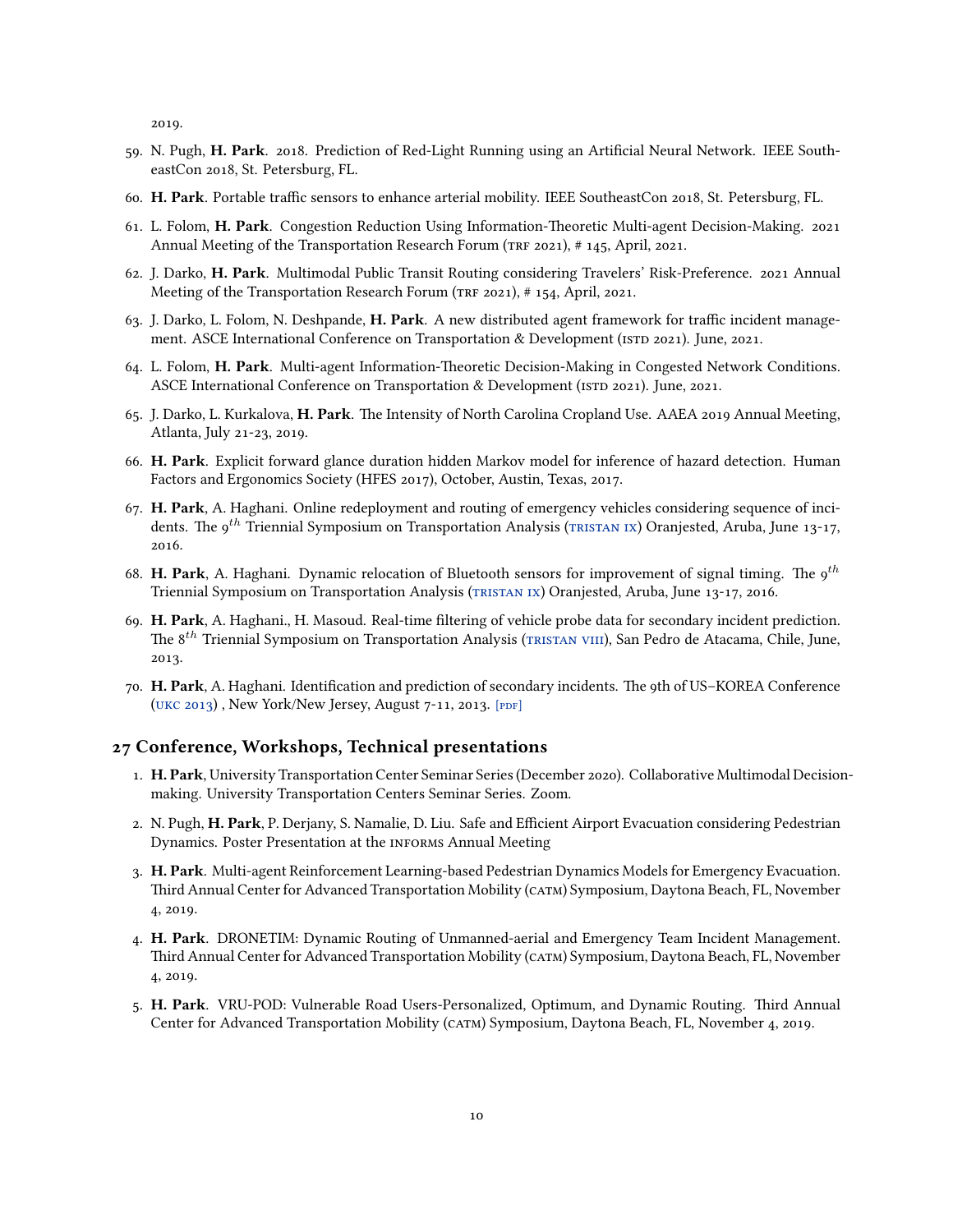2019.

59. N. Pugh, **H. Park**. 2018. Prediction of Red-Light Running using an Artificial Neural Network. IEEE SoutheastCon 2018, St. Petersburg, FL.
60. **H. Park**. Portable traffic sensors to enhance arterial mobility. IEEE SoutheastCon 2018, St. Petersburg, FL.
61. L. Folom, **H. Park**. Congestion Reduction Using Information-Theoretic Multi-agent Decision-Making. 2021 Annual Meeting of the Transportation Research Forum (TRF 2021), # 145, April, 2021.
62. J. Darko, **H. Park**. Multimodal Public Transit Routing considering Travelers' Risk-Preference. 2021 Annual Meeting of the Transportation Research Forum (TRF 2021), # 154, April, 2021.
63. J. Darko, L. Folom, N. Deshpande, **H. Park**. A new distributed agent framework for traffic incident management. ASCE International Conference on Transportation & Development (ISTD 2021). June, 2021.
64. L. Folom, **H. Park**. Multi-agent Information-Theoretic Decision-Making in Congested Network Conditions. ASCE International Conference on Transportation & Development (ISTD 2021). June, 2021.
65. J. Darko, L. Kurkalova, **H. Park**. The Intensity of North Carolina Cropland Use. AAEA 2019 Annual Meeting, Atlanta, July 21-23, 2019.
66. **H. Park**. Explicit forward glance duration hidden Markov model for inference of hazard detection. Human Factors and Ergonomics Society (HFES 2017), October, Austin, Texas, 2017.
67. **H. Park**, A. Haghani. Online redeployment and routing of emergency vehicles considering sequence of incidents. The $9^{th}$ Triennial Symposium on Transportation Analysis (TRISTAN IX) Oranjested, Aruba, June 13-17, 2016.
68. **H. Park**, A. Haghani. Dynamic relocation of Bluetooth sensors for improvement of signal timing. The $9^{th}$ Triennial Symposium on Transportation Analysis (TRISTAN IX) Oranjested, Aruba, June 13-17, 2016.
69. **H. Park**, A. Haghani., H. Masoud. Real-time filtering of vehicle probe data for secondary incident prediction. The $8^{th}$ Triennial Symposium on Transportation Analysis (TRISTAN VIII), San Pedro de Atacama, Chile, June, 2013.
70. **H. Park**, A. Haghani. Identification and prediction of secondary incidents. The 9th of US–KOREA Conference (UKC 2013) , New York/New Jersey, August 7-11, 2013. [PDF]

## 27 Conference, Workshops, Technical presentations

1. **H. Park**, University Transportation Center Seminar Series (December 2020). Collaborative Multimodal Decision-making. University Transportation Centers Seminar Series. Zoom.
2. N. Pugh, **H. Park**, P. Derjany, S. Namalie, D. Liu. Safe and Efficient Airport Evacuation considering Pedestrian Dynamics. Poster Presentation at the INFORMS Annual Meeting
3. **H. Park**. Multi-agent Reinforcement Learning-based Pedestrian Dynamics Models for Emergency Evacuation. Third Annual Center for Advanced Transportation Mobility (CATM) Symposium, Daytona Beach, FL, November 4, 2019.
4. **H. Park**. DRONETIM: Dynamic Routing of Unmanned-aerial and Emergency Team Incident Management. Third Annual Center for Advanced Transportation Mobility (CATM) Symposium, Daytona Beach, FL, November 4, 2019.
5. **H. Park**. VRU-POD: Vulnerable Road Users-Personalized, Optimum, and Dynamic Routing. Third Annual Center for Advanced Transportation Mobility (CATM) Symposium, Daytona Beach, FL, November 4, 2019.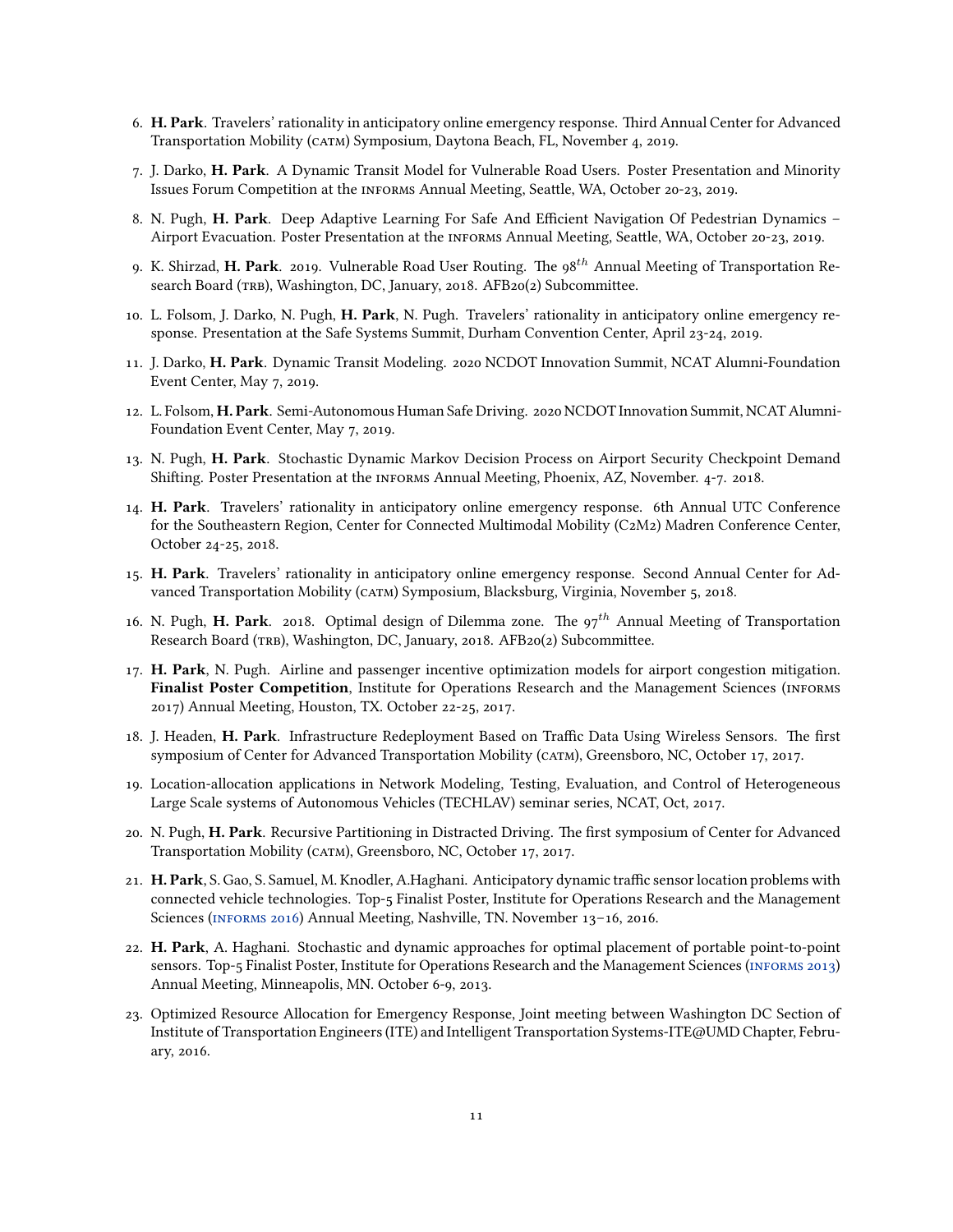6. **H. Park**. Travelers' rationality in anticipatory online emergency response. Third Annual Center for Advanced Transportation Mobility (CATM) Symposium, Daytona Beach, FL, November 4, 2019.
7. J. Darko, **H. Park**. A Dynamic Transit Model for Vulnerable Road Users. Poster Presentation and Minority Issues Forum Competition at the INFORMS Annual Meeting, Seattle, WA, October 20-23, 2019.
8. N. Pugh, **H. Park**. Deep Adaptive Learning For Safe And Efficient Navigation Of Pedestrian Dynamics – Airport Evacuation. Poster Presentation at the INFORMS Annual Meeting, Seattle, WA, October 20-23, 2019.
9. K. Shirzad, **H. Park**. 2019. Vulnerable Road User Routing. The $98^{th}$ Annual Meeting of Transportation Research Board (TRB), Washington, DC, January, 2018. AFB20(2) Subcommittee.
10. L. Folsom, J. Darko, N. Pugh, **H. Park**, N. Pugh. Travelers' rationality in anticipatory online emergency response. Presentation at the Safe Systems Summit, Durham Convention Center, April 23-24, 2019.
11. J. Darko, **H. Park**. Dynamic Transit Modeling. 2020 NCDOT Innovation Summit, NCAT Alumni-Foundation Event Center, May 7, 2019.
12. L. Folsom, **H. Park**. Semi-Autonomous Human Safe Driving. 2020 NCDOT Innovation Summit, NCAT Alumni-Foundation Event Center, May 7, 2019.
13. N. Pugh, **H. Park**. Stochastic Dynamic Markov Decision Process on Airport Security Checkpoint Demand Shifting. Poster Presentation at the INFORMS Annual Meeting, Phoenix, AZ, November. 4-7. 2018.
14. **H. Park**. Travelers' rationality in anticipatory online emergency response. 6th Annual UTC Conference for the Southeastern Region, Center for Connected Multimodal Mobility (C2M2) Madren Conference Center, October 24-25, 2018.
15. **H. Park**. Travelers' rationality in anticipatory online emergency response. Second Annual Center for Advanced Transportation Mobility (CATM) Symposium, Blacksburg, Virginia, November 5, 2018.
16. N. Pugh, **H. Park**. 2018. Optimal design of Dilemma zone. The $97^{th}$ Annual Meeting of Transportation Research Board (TRB), Washington, DC, January, 2018. AFB20(2) Subcommittee.
17. **H. Park**, N. Pugh. Airline and passenger incentive optimization models for airport congestion mitigation. **Finalist Poster Competition**, Institute for Operations Research and the Management Sciences (INFORMS 2017) Annual Meeting, Houston, TX. October 22-25, 2017.
18. J. Headen, **H. Park**. Infrastructure Redeployment Based on Traffic Data Using Wireless Sensors. The first symposium of Center for Advanced Transportation Mobility (CATM), Greensboro, NC, October 17, 2017.
19. Location-allocation applications in Network Modeling, Testing, Evaluation, and Control of Heterogeneous Large Scale systems of Autonomous Vehicles (TECHLAV) seminar series, NCAT, Oct, 2017.
20. N. Pugh, **H. Park**. Recursive Partitioning in Distracted Driving. The first symposium of Center for Advanced Transportation Mobility (CATM), Greensboro, NC, October 17, 2017.
21. **H. Park**, S. Gao, S. Samuel, M. Knodler, A.Haghani. Anticipatory dynamic traffic sensor location problems with connected vehicle technologies. Top-5 Finalist Poster, Institute for Operations Research and the Management Sciences (INFORMS 2016) Annual Meeting, Nashville, TN. November 13–16, 2016.
22. **H. Park**, A. Haghani. Stochastic and dynamic approaches for optimal placement of portable point-to-point sensors. Top-5 Finalist Poster, Institute for Operations Research and the Management Sciences (INFORMS 2013) Annual Meeting, Minneapolis, MN. October 6-9, 2013.
23. Optimized Resource Allocation for Emergency Response, Joint meeting between Washington DC Section of Institute of Transportation Engineers (ITE) and Intelligent Transportation Systems-ITE@UMD Chapter, February, 2016.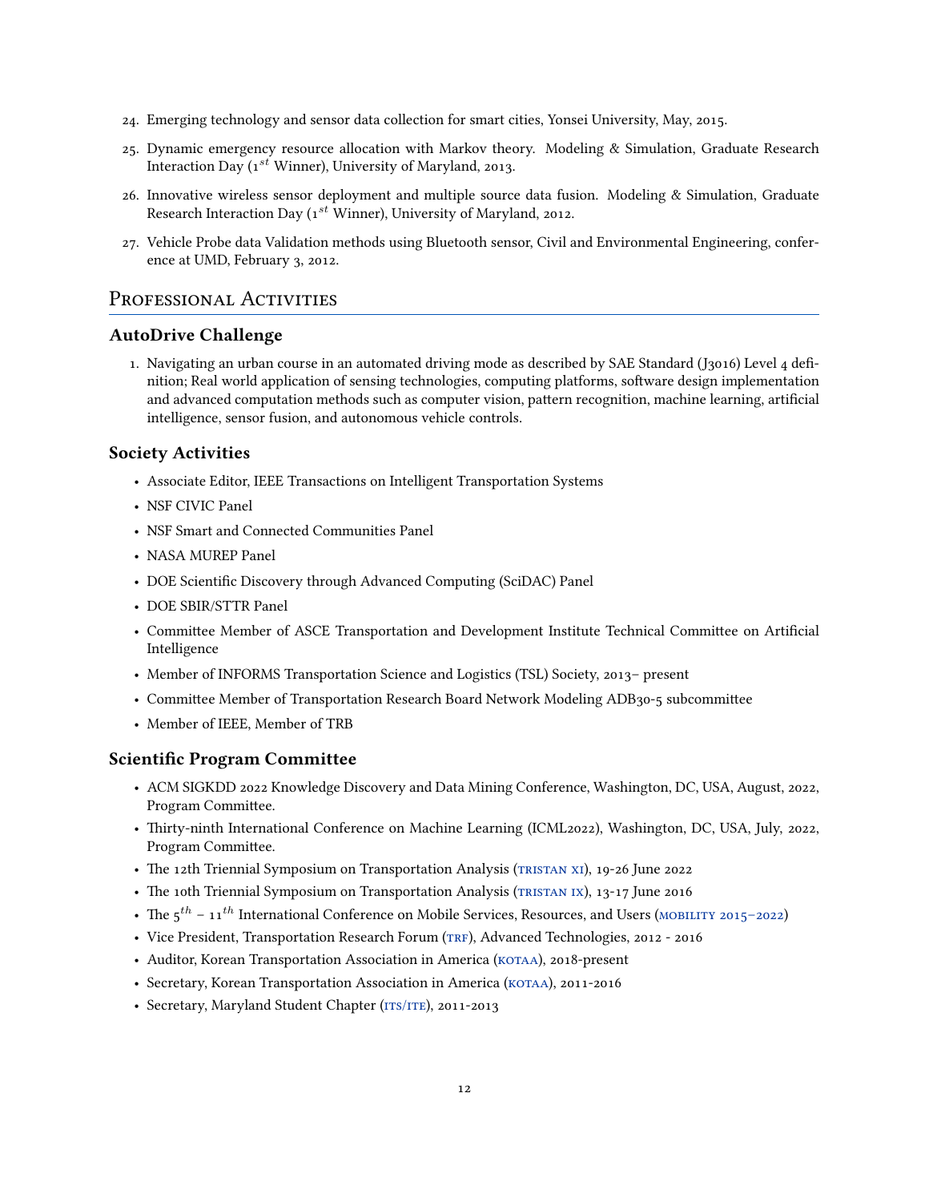24. Emerging technology and sensor data collection for smart cities, Yonsei University, May, 2015.
25. Dynamic emergency resource allocation with Markov theory. Modeling & Simulation, Graduate Research Interaction Day ($1^{st}$ Winner), University of Maryland, 2013.
26. Innovative wireless sensor deployment and multiple source data fusion. Modeling & Simulation, Graduate Research Interaction Day ($1^{st}$ Winner), University of Maryland, 2012.
27. Vehicle Probe data Validation methods using Bluetooth sensor, Civil and Environmental Engineering, conference at UMD, February 3, 2012.

## Professional Activities

### AutoDrive Challenge

1. Navigating an urban course in an automated driving mode as described by SAE Standard (J3016) Level 4 definition; Real world application of sensing technologies, computing platforms, software design implementation and advanced computation methods such as computer vision, pattern recognition, machine learning, artificial intelligence, sensor fusion, and autonomous vehicle controls.

### Society Activities

- Associate Editor, IEEE Transactions on Intelligent Transportation Systems
- NSF CIVIC Panel
- NSF Smart and Connected Communities Panel
- NASA MUREP Panel
- DOE Scientific Discovery through Advanced Computing (SciDAC) Panel
- DOE SBIR/STTR Panel
- Committee Member of ASCE Transportation and Development Institute Technical Committee on Artificial Intelligence
- Member of INFORMS Transportation Science and Logistics (TSL) Society, 2013– present
- Committee Member of Transportation Research Board Network Modeling ADB30-5 subcommittee
- Member of IEEE, Member of TRB

### Scientific Program Committee

- ACM SIGKDD 2022 Knowledge Discovery and Data Mining Conference, Washington, DC, USA, August, 2022, Program Committee.
- Thirty-ninth International Conference on Machine Learning (ICML2022), Washington, DC, USA, July, 2022, Program Committee.
- The 12th Triennial Symposium on Transportation Analysis (TRISTAN XI), 19-26 June 2022
- The 10th Triennial Symposium on Transportation Analysis (TRISTAN IX), 13-17 June 2016
- The $5^{th}$ – $11^{th}$ International Conference on Mobile Services, Resources, and Users (MOBILITY 2015–2022)
- Vice President, Transportation Research Forum (TRF), Advanced Technologies, 2012 - 2016
- Auditor, Korean Transportation Association in America (KOTAA), 2018-present
- Secretary, Korean Transportation Association in America (KOTAA), 2011-2016
- Secretary, Maryland Student Chapter (ITS/ITE), 2011-2013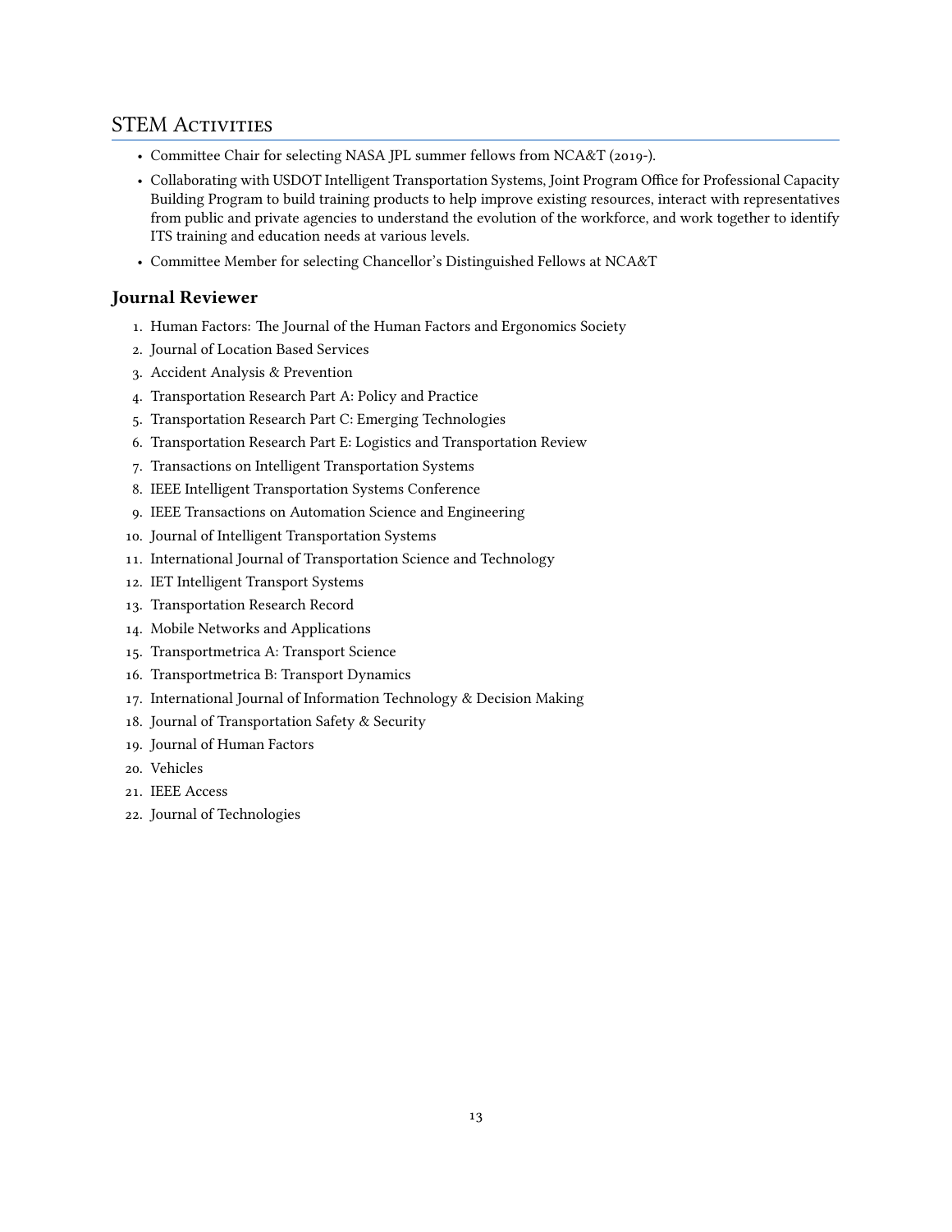## STEM Activities

- Committee Chair for selecting NASA JPL summer fellows from NCA&T (2019-).
- Collaborating with USDOT Intelligent Transportation Systems, Joint Program Office for Professional Capacity Building Program to build training products to help improve existing resources, interact with representatives from public and private agencies to understand the evolution of the workforce, and work together to identify ITS training and education needs at various levels.
- Committee Member for selecting Chancellor's Distinguished Fellows at NCA&T

### Journal Reviewer

1. Human Factors: The Journal of the Human Factors and Ergonomics Society
2. Journal of Location Based Services
3. Accident Analysis & Prevention
4. Transportation Research Part A: Policy and Practice
5. Transportation Research Part C: Emerging Technologies
6. Transportation Research Part E: Logistics and Transportation Review
7. Transactions on Intelligent Transportation Systems
8. IEEE Intelligent Transportation Systems Conference
9. IEEE Transactions on Automation Science and Engineering
10. Journal of Intelligent Transportation Systems
11. International Journal of Transportation Science and Technology
12. IET Intelligent Transport Systems
13. Transportation Research Record
14. Mobile Networks and Applications
15. Transportmetrica A: Transport Science
16. Transportmetrica B: Transport Dynamics
17. International Journal of Information Technology & Decision Making
18. Journal of Transportation Safety & Security
19. Journal of Human Factors
20. Vehicles
21. IEEE Access
22. Journal of Technologies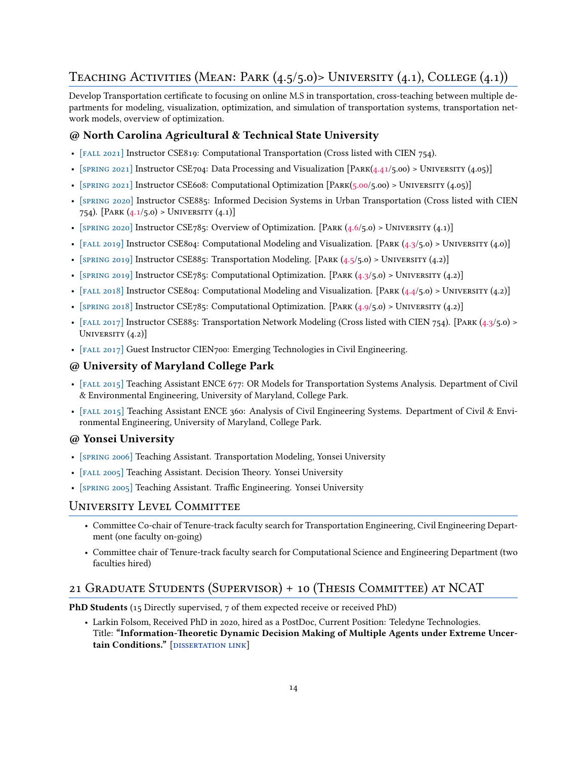## Teaching Activities (Mean: Park (4.5/5.0)> University (4.1), College (4.1))

Develop Transportation certificate to focusing on online M.S in transportation, cross-teaching between multiple departments for modeling, visualization, optimization, and simulation of transportation systems, transportation network models, overview of optimization.

### @ North Carolina Agricultural & Technical State University

- [fall 2021] Instructor CSE819: Computational Transportation (Cross listed with CIEN 754).
- [spring 2021] Instructor CSE704: Data Processing and Visualization [Park(4.41/5.00) > University (4.05)]
- [spring 2021] Instructor CSE608: Computational Optimization [Park(5.00/5.00) > University (4.05)]
- [spring 2020] Instructor CSE885: Informed Decision Systems in Urban Transportation (Cross listed with CIEN 754). [Park (4.1/5.0) > University (4.1)]
- [spring 2020] Instructor CSE785: Overview of Optimization. [Park (4.6/5.0) > University (4.1)]
- [fall 2019] Instructor CSE804: Computational Modeling and Visualization. [Park (4.3/5.0) > University (4.0)]
- [spring 2019] Instructor CSE885: Transportation Modeling. [Park (4.5/5.0) > University (4.2)]
- [spring 2019] Instructor CSE785: Computational Optimization. [Park (4.3/5.0) > University (4.2)]
- [fall 2018] Instructor CSE804: Computational Modeling and Visualization. [Park (4.4/5.0) > University (4.2)]
- [spring 2018] Instructor CSE785: Computational Optimization. [Park (4.9/5.0) > University (4.2)]
- [fall 2017] Instructor CSE885: Transportation Network Modeling (Cross listed with CIEN 754). [Park (4.3/5.0) > University (4.2)]
- [fall 2017] Guest Instructor CIEN700: Emerging Technologies in Civil Engineering.

### @ University of Maryland College Park

- [fall 2015] Teaching Assistant ENCE 677: OR Models for Transportation Systems Analysis. Department of Civil & Environmental Engineering, University of Maryland, College Park.
- [fall 2015] Teaching Assistant ENCE 360: Analysis of Civil Engineering Systems. Department of Civil & Environmental Engineering, University of Maryland, College Park.

### @ Yonsei University

- [spring 2006] Teaching Assistant. Transportation Modeling, Yonsei University
- [fall 2005] Teaching Assistant. Decision Theory. Yonsei University
- [spring 2005] Teaching Assistant. Traffic Engineering. Yonsei University

## University Level Committee

- Committee Co-chair of Tenure-track faculty search for Transportation Engineering, Civil Engineering Department (one faculty on-going)
- Committee chair of Tenure-track faculty search for Computational Science and Engineering Department (two faculties hired)

## 21 Graduate Students (Supervisor) + 10 (Thesis Committee) at NCAT

**PhD Students** (15 Directly supervised, 7 of them expected receive or received PhD)

- Larkin Folsom, Received PhD in 2020, hired as a PostDoc, Current Position: Teledyne Technologies.
  Title: **"Information-Theoretic Dynamic Decision Making of Multiple Agents under Extreme Uncertain Conditions."** [dissertation link]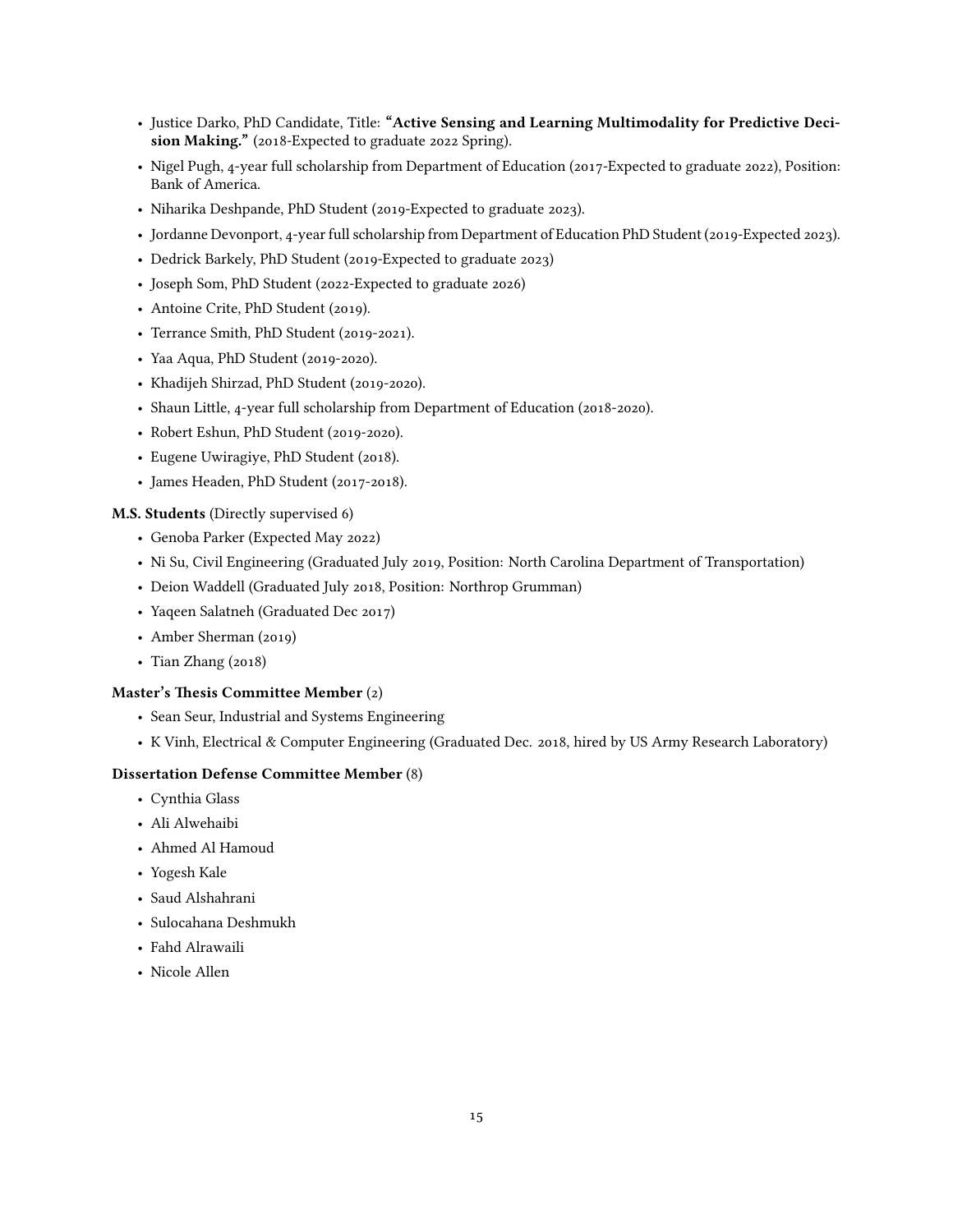- Justice Darko, PhD Candidate, Title: **"Active Sensing and Learning Multimodality for Predictive Decision Making."** (2018-Expected to graduate 2022 Spring).
- Nigel Pugh, 4-year full scholarship from Department of Education (2017-Expected to graduate 2022), Position: Bank of America.
- Niharika Deshpande, PhD Student (2019-Expected to graduate 2023).
- Jordanne Devonport, 4-year full scholarship from Department of Education PhD Student (2019-Expected 2023).
- Dedrick Barkely, PhD Student (2019-Expected to graduate 2023)
- Joseph Som, PhD Student (2022-Expected to graduate 2026)
- Antoine Crite, PhD Student (2019).
- Terrance Smith, PhD Student (2019-2021).
- Yaa Aqua, PhD Student (2019-2020).
- Khadijeh Shirzad, PhD Student (2019-2020).
- Shaun Little, 4-year full scholarship from Department of Education (2018-2020).
- Robert Eshun, PhD Student (2019-2020).
- Eugene Uwiragiye, PhD Student (2018).
- James Headen, PhD Student (2017-2018).

**M.S. Students** (Directly supervised 6)

- Genoba Parker (Expected May 2022)
- Ni Su, Civil Engineering (Graduated July 2019, Position: North Carolina Department of Transportation)
- Deion Waddell (Graduated July 2018, Position: Northrop Grumman)
- Yaqeen Salatneh (Graduated Dec 2017)
- Amber Sherman (2019)
- Tian Zhang (2018)

**Master's Thesis Committee Member** (2)

- Sean Seur, Industrial and Systems Engineering
- K Vinh, Electrical & Computer Engineering (Graduated Dec. 2018, hired by US Army Research Laboratory)

**Dissertation Defense Committee Member** (8)

- Cynthia Glass
- Ali Alwehaibi
- Ahmed Al Hamoud
- Yogesh Kale
- Saud Alshahrani
- Sulocahana Deshmukh
- Fahd Alrawaili
- Nicole Allen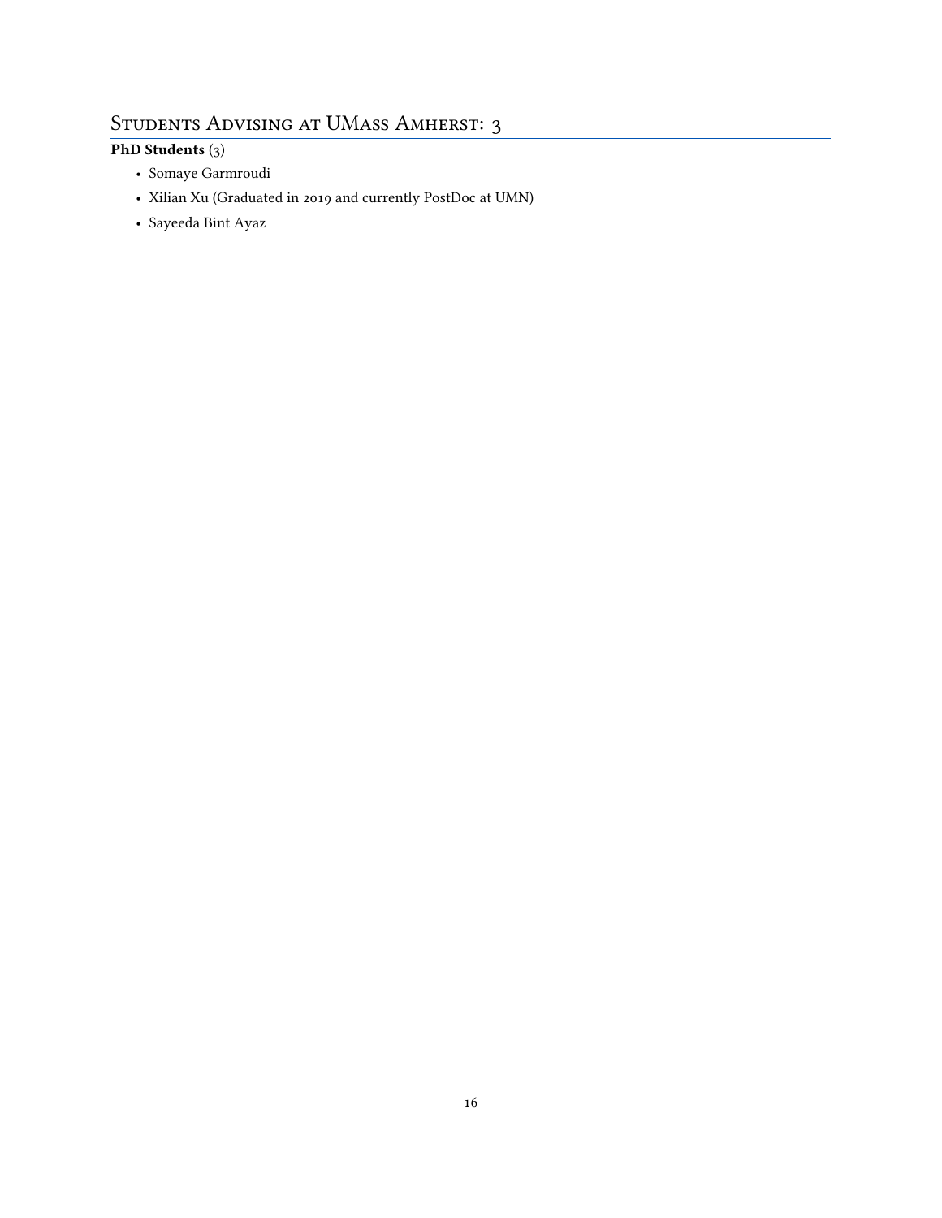## Students Advising at UMass Amherst: 3

**PhD Students** (3)

- Somaye Garmroudi
- Xilian Xu (Graduated in 2019 and currently PostDoc at UMN)
- Sayeeda Bint Ayaz